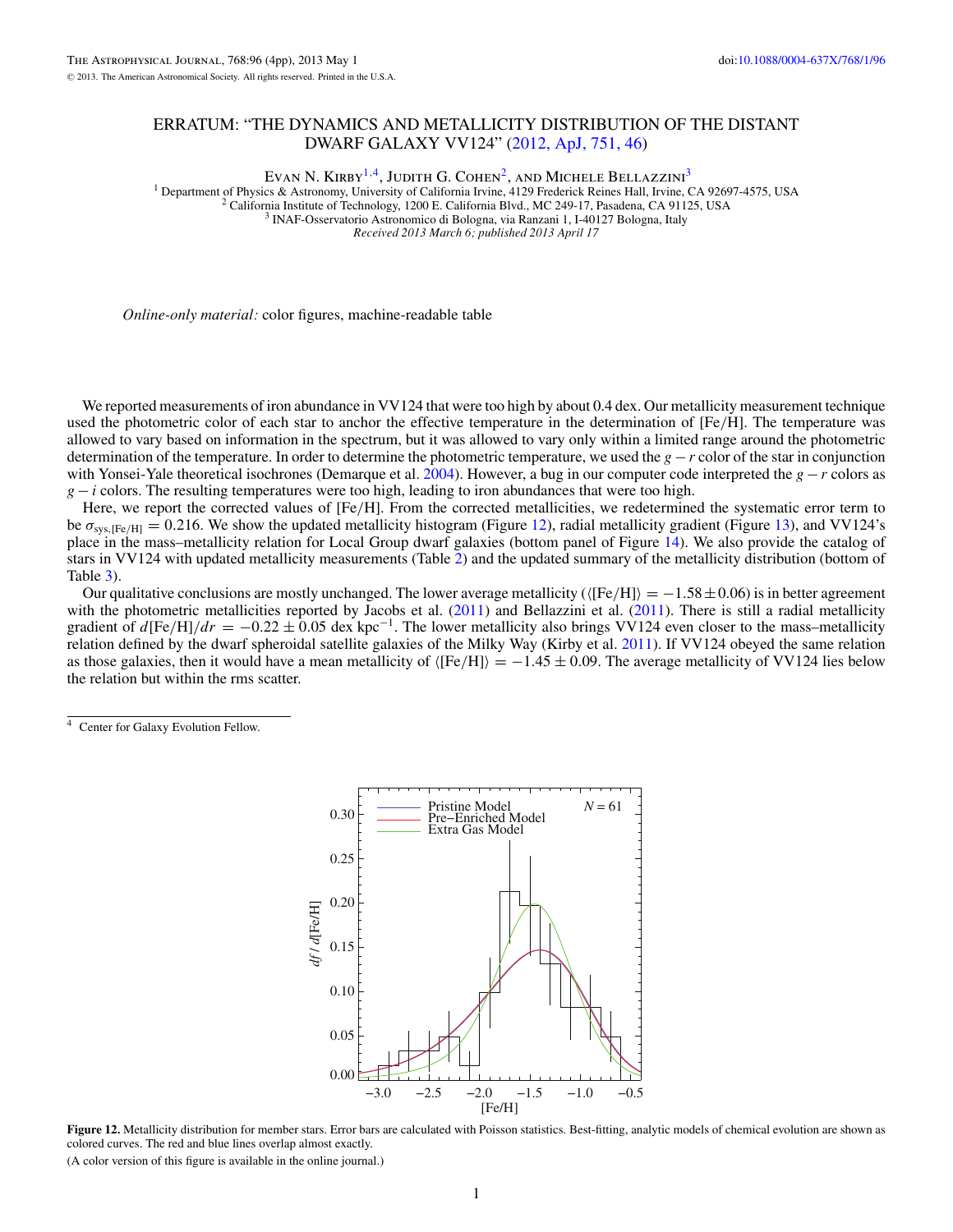# ERRATUM: "THE DYNAMICS AND METALLICITY DISTRIBUTION OF THE DISTANT DWARF GALAXY VV124" (2012, ApJ, 751, 46)

Evan N. Kirby[1,4], Judith G. Cohen[2], and Michele Bellazzini[3]

[1] Department of Physics & Astronomy, University of California Irvine, 4129 Frederick Reines Hall, Irvine, CA 92697-4575, USA
[2] California Institute of Technology, 1200 E. California Blvd., MC 249-17, Pasadena, CA 91125, USA
[3] INAF-Osservatorio Astronomico di Bologna, via Ranzani 1, I-40127 Bologna, Italy

*Received 2013 March 6; published 2013 April 17*

*Online-only material:* color figures, machine-readable table

We reported measurements of iron abundance in VV124 that were too high by about 0.4 dex. Our metallicity measurement technique used the photometric color of each star to anchor the effective temperature in the determination of [Fe/H]. The temperature was allowed to vary based on information in the spectrum, but it was allowed to vary only within a limited range around the photometric determination of the temperature. In order to determine the photometric temperature, we used the $g - r$ color of the star in conjunction with Yonsei-Yale theoretical isochrones (Demarque et al. 2004). However, a bug in our computer code interpreted the $g - r$ colors as $g - i$ colors. The resulting temperatures were too high, leading to iron abundances that were too high.

Here, we report the corrected values of [Fe/H]. From the corrected metallicities, we redetermined the systematic error term to be $\sigma_{\mathrm{sys,[Fe/H]}} = 0.216$. We show the updated metallicity histogram (Figure 12), radial metallicity gradient (Figure 13), and VV124's place in the mass–metallicity relation for Local Group dwarf galaxies (bottom panel of Figure 14). We also provide the catalog of stars in VV124 with updated metallicity measurements (Table 2) and the updated summary of the metallicity distribution (bottom of Table 3).

Our qualitative conclusions are mostly unchanged. The lower average metallicity ($\langle[\mathrm{Fe/H}]\rangle = -1.58 \pm 0.06$) is in better agreement with the photometric metallicities reported by Jacobs et al. (2011) and Bellazzini et al. (2011). There is still a radial metallicity gradient of $d[\mathrm{Fe/H}]/dr = -0.22 \pm 0.05$ dex kpc$^{-1}$. The lower metallicity also brings VV124 even closer to the mass–metallicity relation defined by the dwarf spheroidal satellite galaxies of the Milky Way (Kirby et al. 2011). If VV124 obeyed the same relation as those galaxies, then it would have a mean metallicity of $\langle[\mathrm{Fe/H}]\rangle = -1.45 \pm 0.09$. The average metallicity of VV124 lies below the relation but within the rms scatter.

[4] Center for Galaxy Evolution Fellow.

**Figure 12.** Metallicity distribution for member stars. Error bars are calculated with Poisson statistics. Best-fitting, analytic models of chemical evolution are shown as colored curves. The red and blue lines overlap almost exactly.

(A color version of this figure is available in the online journal.)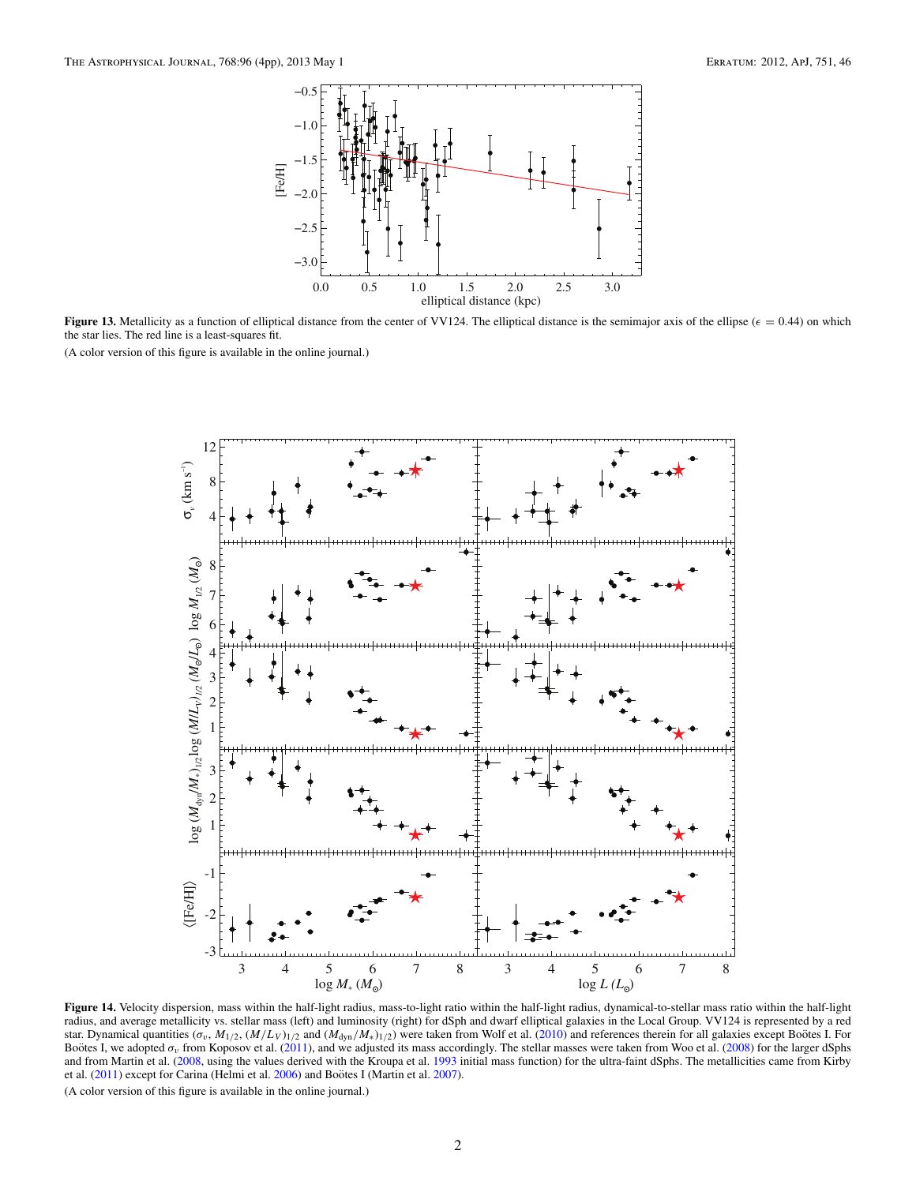**Figure 13.** Metallicity as a function of elliptical distance from the center of VV124. The elliptical distance is the semimajor axis of the ellipse ($\epsilon = 0.44$) on which the star lies. The red line is a least-squares fit.

(A color version of this figure is available in the online journal.)

**Figure 14.** Velocity dispersion, mass within the half-light radius, mass-to-light ratio within the half-light radius, dynamical-to-stellar mass ratio within the half-light radius, and average metallicity vs. stellar mass (left) and luminosity (right) for dSph and dwarf elliptical galaxies in the Local Group. VV124 is represented by a red star. Dynamical quantities ($\sigma_v$, $M_{1/2}$, $(M/L_V)_{1/2}$ and $(M_{\rm dyn}/M_*)_{1/2}$) were taken from Wolf et al. (2010) and references therein for all galaxies except Boötes I. For Boötes I, we adopted $\sigma_v$ from Koposov et al. (2011), and we adjusted its mass accordingly. The stellar masses were taken from Woo et al. (2008) for the larger dSphs and from Martin et al. (2008, using the values derived with the Kroupa et al. 1993 initial mass function) for the ultra-faint dSphs. The metallicities came from Kirby et al. (2011) except for Carina (Helmi et al. 2006) and Boötes I (Martin et al. 2007).

(A color version of this figure is available in the online journal.)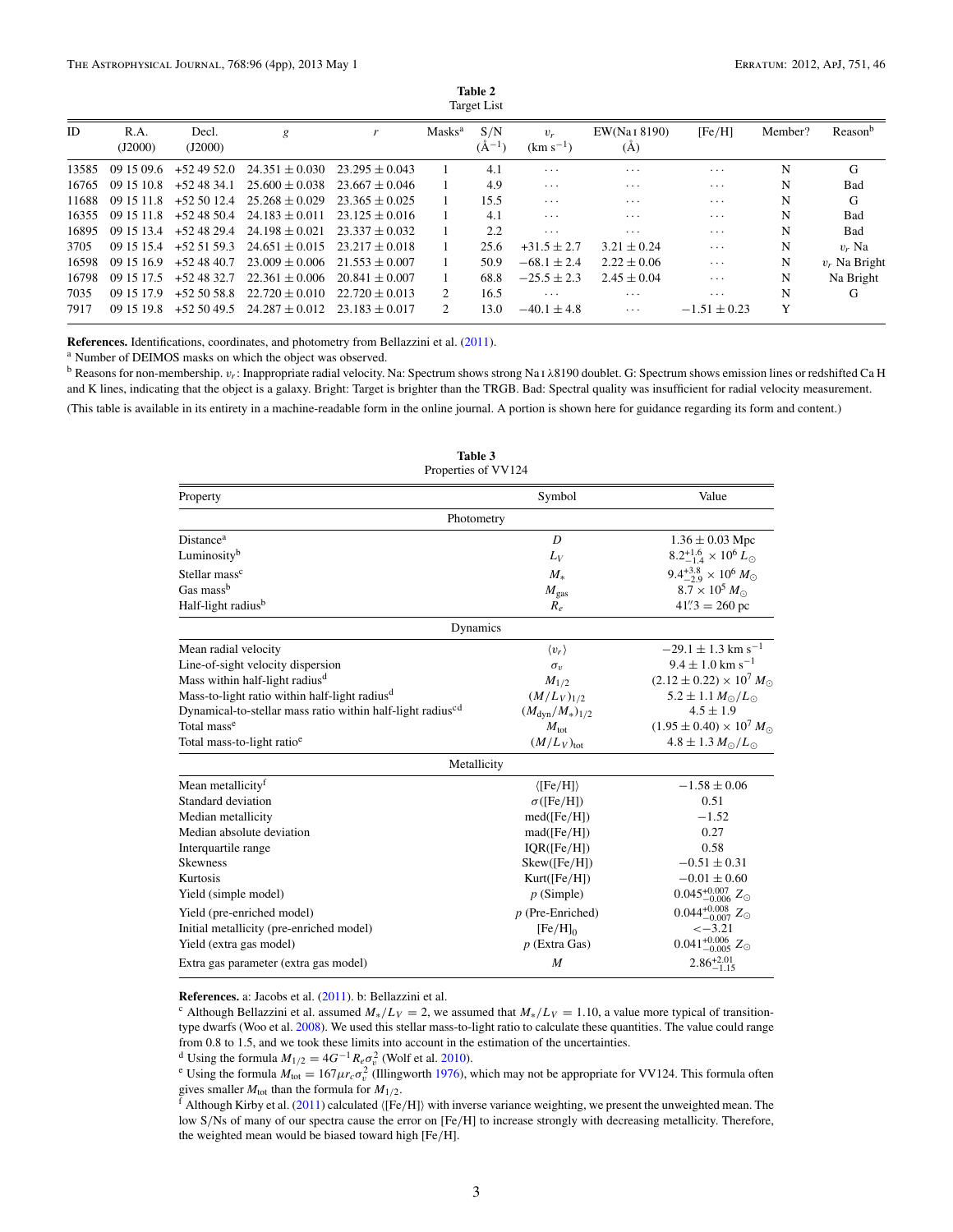**Table 2**
Target List

| ID | R.A. (J2000) | Decl. (J2000) | $g$ | $r$ | Masks[a] | S/N ($\AA^{-1}$) | $v_r$ (km $s^{-1}$) | EW(Na I 8190) (Å) | [Fe/H] | Member? | Reason[b] |
|---|---|---|---|---|---|---|---|---|---|---|---|
| 13585 | 09 15 09.6 | +52 49 52.0 | $24.351 \pm 0.030$ | $23.295 \pm 0.043$ | 1 | 4.1 | ... | ... | ... | N | G |
| 16765 | 09 15 10.8 | +52 48 34.1 | $25.600 \pm 0.038$ | $23.667 \pm 0.046$ | 1 | 4.9 | ... | ... | ... | N | Bad |
| 11688 | 09 15 11.8 | +52 50 12.4 | $25.268 \pm 0.029$ | $23.365 \pm 0.025$ | 1 | 15.5 | ... | ... | ... | N | G |
| 16355 | 09 15 11.8 | +52 48 50.4 | $24.183 \pm 0.011$ | $23.125 \pm 0.016$ | 1 | 4.1 | ... | ... | ... | N | Bad |
| 16895 | 09 15 13.4 | +52 48 29.4 | $24.198 \pm 0.021$ | $23.337 \pm 0.032$ | 1 | 2.2 | ... | ... | ... | N | Bad |
| 3705 | 09 15 15.4 | +52 51 59.3 | $24.651 \pm 0.015$ | $23.217 \pm 0.018$ | 1 | 25.6 | $+31.5 \pm 2.7$ | $3.21 \pm 0.24$ | ... | N | $v_r$ Na |
| 16598 | 09 15 16.9 | +52 48 40.7 | $23.009 \pm 0.006$ | $21.553 \pm 0.007$ | 1 | 50.9 | $-68.1 \pm 2.4$ | $2.22 \pm 0.06$ | ... | N | $v_r$ Na Bright |
| 16798 | 09 15 17.5 | +52 48 32.7 | $22.361 \pm 0.006$ | $20.841 \pm 0.007$ | 1 | 68.8 | $-25.5 \pm 2.3$ | $2.45 \pm 0.04$ | ... | N | Na Bright |
| 7035 | 09 15 17.9 | +52 50 58.8 | $22.720 \pm 0.010$ | $22.720 \pm 0.013$ | 2 | 16.5 | ... | ... | ... | N | G |
| 7917 | 09 15 19.8 | +52 50 49.5 | $24.287 \pm 0.012$ | $23.183 \pm 0.017$ | 2 | 13.0 | $-40.1 \pm 4.8$ | ... | $-1.51 \pm 0.23$ | Y | |

**References.** Identifications, coordinates, and photometry from Bellazzini et al. (2011).
[a] Number of DEIMOS masks on which the object was observed.
[b] Reasons for non-membership. $v_r$: Inappropriate radial velocity. Na: Spectrum shows strong Na I λ8190 doublet. G: Spectrum shows emission lines or redshifted Ca H and K lines, indicating that the object is a galaxy. Bright: Target is brighter than the TRGB. Bad: Spectral quality was insufficient for radial velocity measurement.
(This table is available in its entirety in a machine-readable form in the online journal. A portion is shown here for guidance regarding its form and content.)

**Table 3**
Properties of VV124

| Property | Symbol | Value |
|---|---|---|
| **Photometry** | | |
| Distance[a] | $D$ | $1.36 \pm 0.03$ Mpc |
| Luminosity[b] | $L_V$ | $8.2^{+1.6}_{-1.4} \times 10^6 L_\odot$ |
| Stellar mass[c] | $M_*$ | $9.4^{+3.8}_{-2.9} \times 10^6 M_\odot$ |
| Gas mass[b] | $M_{\rm gas}$ | $8.7 \times 10^5 M_\odot$ |
| Half-light radius[b] | $R_e$ | $41''.3 = 260$ pc |
| **Dynamics** | | |
| Mean radial velocity | $\langle v_r \rangle$ | $-29.1 \pm 1.3$ km $s^{-1}$ |
| Line-of-sight velocity dispersion | $\sigma_v$ | $9.4 \pm 1.0$ km $s^{-1}$ |
| Mass within half-light radius[d] | $M_{1/2}$ | $(2.12 \pm 0.22) \times 10^7 M_\odot$ |
| Mass-to-light ratio within half-light radius[d] | $(M/L_V)_{1/2}$ | $5.2 \pm 1.1 M_\odot/L_\odot$ |
| Dynamical-to-stellar mass ratio within half-light radius[cd] | $(M_{\rm dyn}/M_*)_{1/2}$ | $4.5 \pm 1.9$ |
| Total mass[e] | $M_{\rm tot}$ | $(1.95 \pm 0.40) \times 10^7 M_\odot$ |
| Total mass-to-light ratio[e] | $(M/L_V)_{\rm tot}$ | $4.8 \pm 1.3 M_\odot/L_\odot$ |
| **Metallicity** | | |
| Mean metallicity[f] | $\langle$[Fe/H]$\rangle$ | $-1.58 \pm 0.06$ |
| Standard deviation | $\sigma$([Fe/H]) | 0.51 |
| Median metallicity | med([Fe/H]) | $-1.52$ |
| Median absolute deviation | mad([Fe/H]) | 0.27 |
| Interquartile range | IQR([Fe/H]) | 0.58 |
| Skewness | Skew([Fe/H]) | $-0.51 \pm 0.31$ |
| Kurtosis | Kurt([Fe/H]) | $-0.01 \pm 0.60$ |
| Yield (simple model) | $p$ (Simple) | $0.045^{+0.007}_{-0.006} Z_\odot$ |
| Yield (pre-enriched model) | $p$ (Pre-Enriched) | $0.044^{+0.008}_{-0.007} Z_\odot$ |
| Initial metallicity (pre-enriched model) | $[\rm Fe/H]_0$ | $< -3.21$ |
| Yield (extra gas model) | $p$ (Extra Gas) | $0.041^{+0.006}_{-0.005} Z_\odot$ |
| Extra gas parameter (extra gas model) | $M$ | $2.86^{+2.01}_{-1.15}$ |

**References.** a: Jacobs et al. (2011). b: Bellazzini et al.
[c] Although Bellazzini et al. assumed $M_*/L_V = 2$, we assumed that $M_*/L_V = 1.10$, a value more typical of transition-type dwarfs (Woo et al. 2008). We used this stellar mass-to-light ratio to calculate these quantities. The value could range from 0.8 to 1.5, and we took these limits into account in the estimation of the uncertainties.
[d] Using the formula $M_{1/2} = 4G^{-1} R_e \sigma_v^2$ (Wolf et al. 2010).
[e] Using the formula $M_{\rm tot} = 167 \mu r_c \sigma_v^2$ (Illingworth 1976), which may not be appropriate for VV124. This formula often gives smaller $M_{\rm tot}$ than the formula for $M_{1/2}$.
[f] Although Kirby et al. (2011) calculated $\langle$[Fe/H]$\rangle$ with inverse variance weighting, we present the unweighted mean. The low S/Ns of many of our spectra cause the error on [Fe/H] to increase strongly with decreasing metallicity. Therefore, the weighted mean would be biased toward high [Fe/H].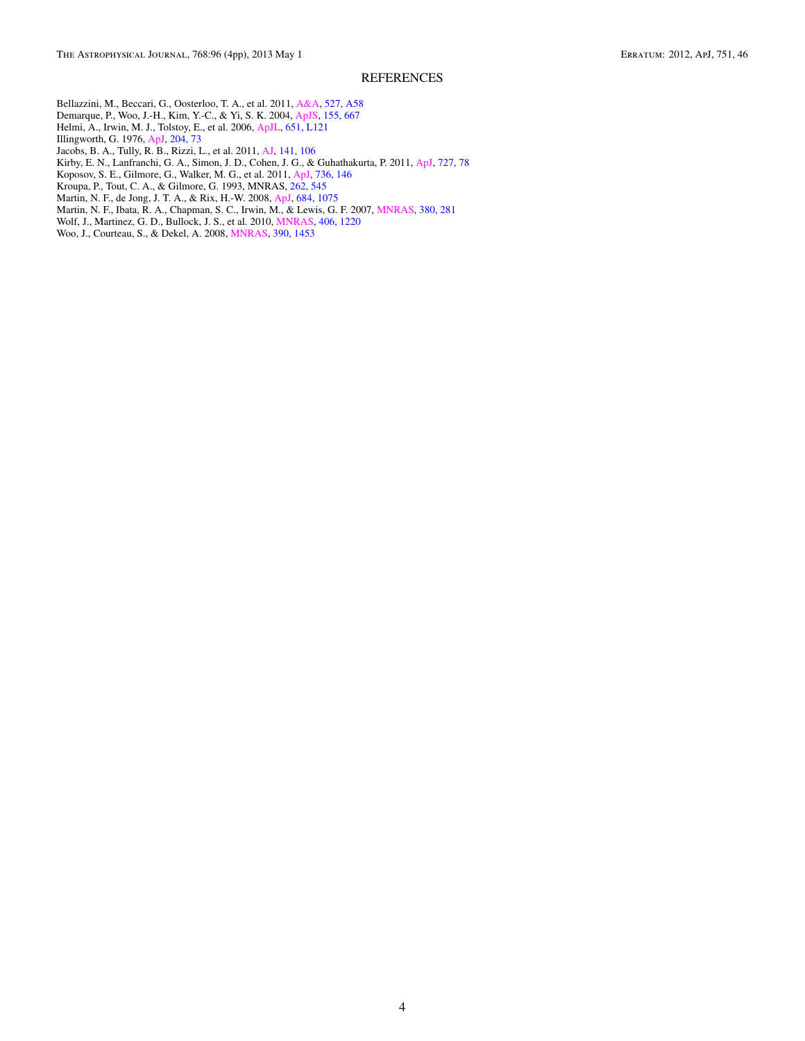## REFERENCES

Bellazzini, M., Beccari, G., Oosterloo, T. A., et al. 2011, A&A, 527, A58
Demarque, P., Woo, J.-H., Kim, Y.-C., & Yi, S. K. 2004, ApJS, 155, 667
Helmi, A., Irwin, M. J., Tolstoy, E., et al. 2006, ApJL, 651, L121
Illingworth, G. 1976, ApJ, 204, 73
Jacobs, B. A., Tully, R. B., Rizzi, L., et al. 2011, AJ, 141, 106
Kirby, E. N., Lanfranchi, G. A., Simon, J. D., Cohen, J. G., & Guhathakurta, P. 2011, ApJ, 727, 78
Koposov, S. E., Gilmore, G., Walker, M. G., et al. 2011, ApJ, 736, 146
Kroupa, P., Tout, C. A., & Gilmore, G. 1993, MNRAS, 262, 545
Martin, N. F., de Jong, J. T. A., & Rix, H.-W. 2008, ApJ, 684, 1075
Martin, N. F., Ibata, R. A., Chapman, S. C., Irwin, M., & Lewis, G. F. 2007, MNRAS, 380, 281
Wolf, J., Martinez, G. D., Bullock, J. S., et al. 2010, MNRAS, 406, 1220
Woo, J., Courteau, S., & Dekel, A. 2008, MNRAS, 390, 1453